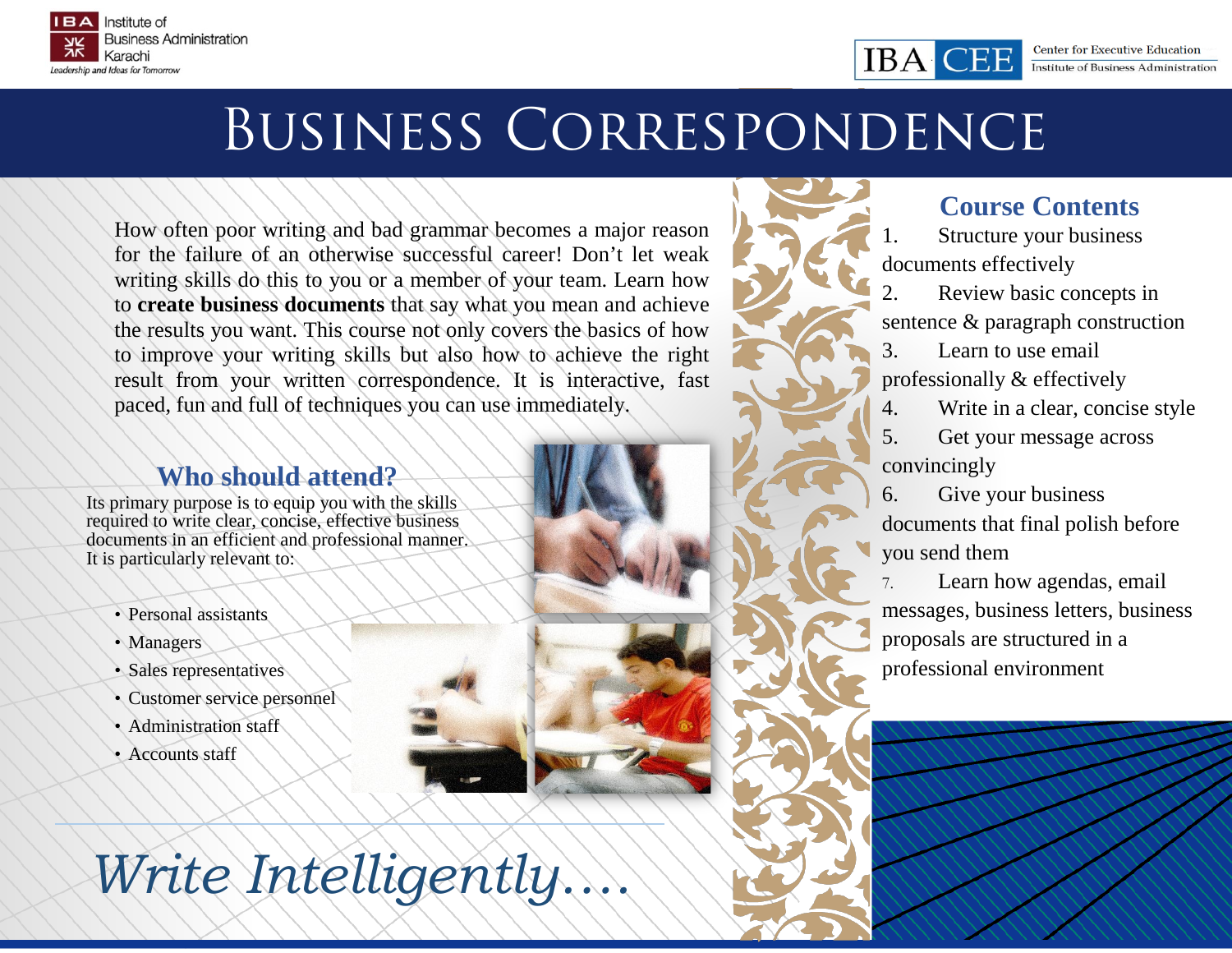Institute of Business Administration Karachi

Leadership and Ideas for Tomorrow

IBA CEE — Center for Executive Education, Institute of Business Administration

# Business Correspondence

How often poor writing and bad grammar becomes a major reason for the failure of an otherwise successful career! Don't let weak writing skills do this to you or a member of your team. Learn how to **create business documents** that say what you mean and achieve the results you want. This course not only covers the basics of how to improve your writing skills but also how to achieve the right result from your written correspondence. It is interactive, fast paced, fun and full of techniques you can use immediately.

## Who should attend?

Its primary purpose is to equip you with the skills required to write clear, concise, effective business documents in an efficient and professional manner. It is particularly relevant to:

- Personal assistants
- Managers
- Sales representatives
- Customer service personnel
- Administration staff
- Accounts staff

*Write Intelligently….*

## Course Contents

1. Structure your business documents effectively
2. Review basic concepts in sentence & paragraph construction
3. Learn to use email professionally & effectively
4. Write in a clear, concise style
5. Get your message across convincingly
6. Give your business documents that final polish before you send them
7. Learn how agendas, email messages, business letters, business proposals are structured in a professional environment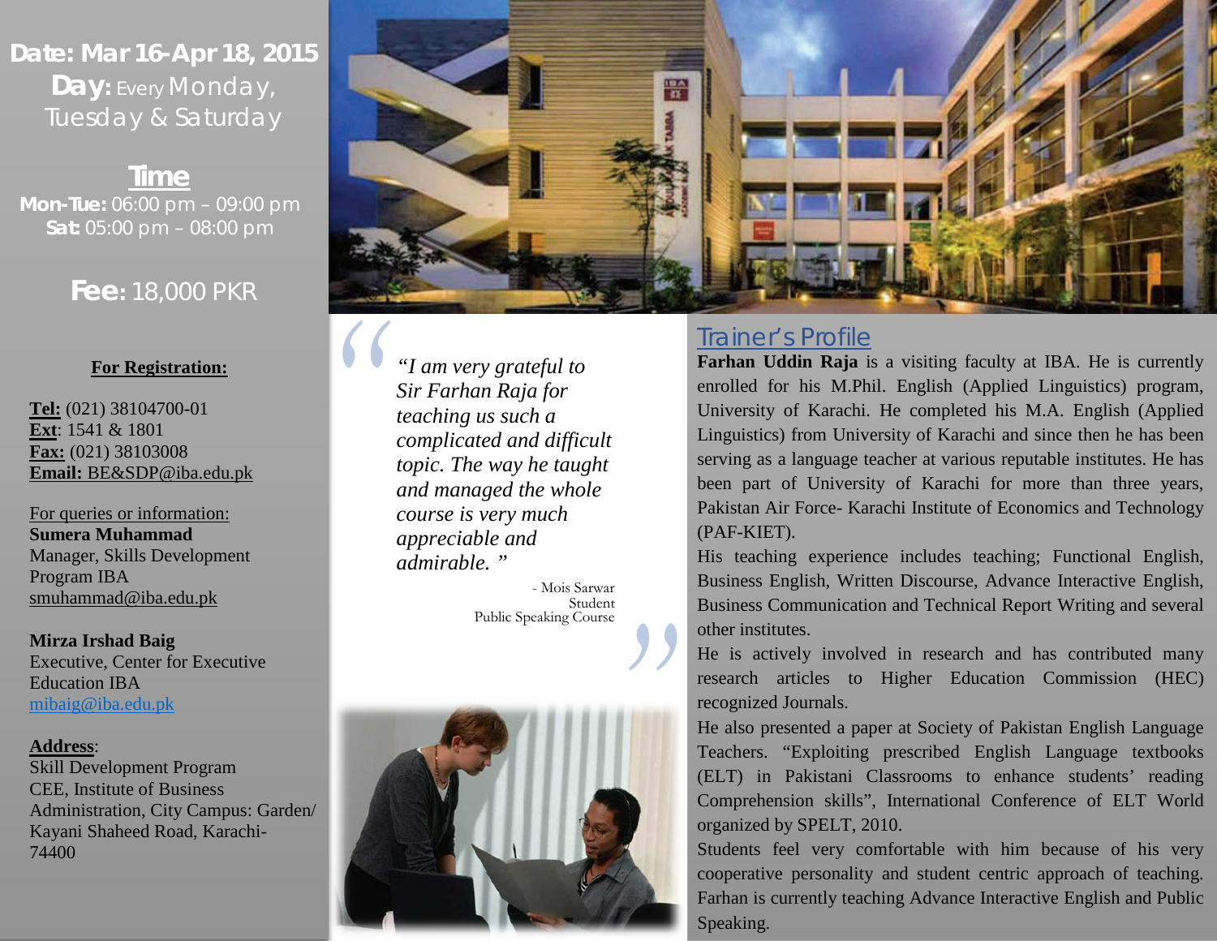**Date: Mar 16-Apr 18, 2015**

**Day:** Every Monday, Tuesday & Saturday

**Time**

**Mon-Tue:** 06:00 pm – 09:00 pm
**Sat:** 05:00 pm – 08:00 pm

**Fee:** 18,000 PKR

**For Registration:**

**Tel:** (021) 38104700-01
**Ext**: 1541 & 1801
**Fax:** (021) 38103008
**Email:** BE&SDP@iba.edu.pk

For queries or information:
**Sumera Muhammad**
Manager, Skills Development Program IBA
smuhammad@iba.edu.pk

**Mirza Irshad Baig**
Executive, Center for Executive Education IBA
mibaig@iba.edu.pk

**Address**:
Skill Development Program
CEE, Institute of Business Administration, City Campus: Garden/ Kayani Shaheed Road, Karachi-74400

*"I am very grateful to Sir Farhan Raja for teaching us such a complicated and difficult topic. The way he taught and managed the whole course is very much appreciable and admirable. "*

- Mois Sarwar
Student
Public Speaking Course

## Trainer's Profile

**Farhan Uddin Raja** is a visiting faculty at IBA. He is currently enrolled for his M.Phil. English (Applied Linguistics) program, University of Karachi. He completed his M.A. English (Applied Linguistics) from University of Karachi and since then he has been serving as a language teacher at various reputable institutes. He has been part of University of Karachi for more than three years, Pakistan Air Force- Karachi Institute of Economics and Technology (PAF-KIET).

His teaching experience includes teaching; Functional English, Business English, Written Discourse, Advance Interactive English, Business Communication and Technical Report Writing and several other institutes.

He is actively involved in research and has contributed many research articles to Higher Education Commission (HEC) recognized Journals.

He also presented a paper at Society of Pakistan English Language Teachers. "Exploiting prescribed English Language textbooks (ELT) in Pakistani Classrooms to enhance students' reading Comprehension skills", International Conference of ELT World organized by SPELT, 2010.

Students feel very comfortable with him because of his very cooperative personality and student centric approach of teaching. Farhan is currently teaching Advance Interactive English and Public Speaking.